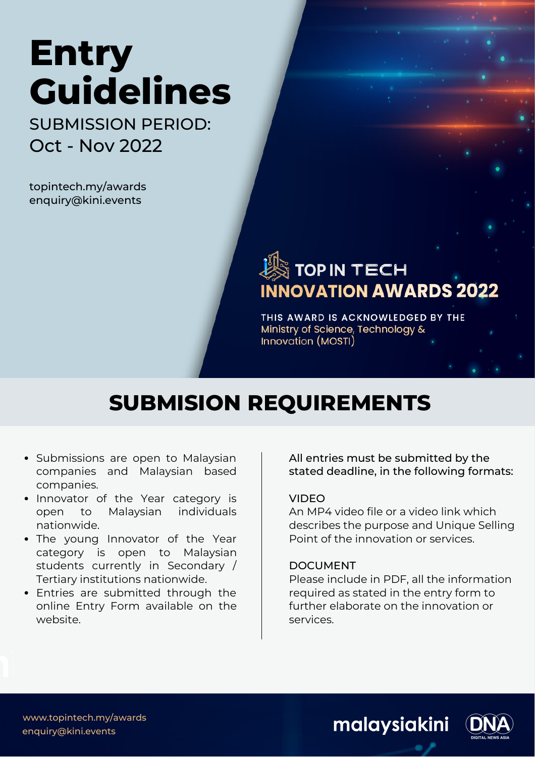# Entry Guidelines

SUBMISSION PERIOD:
Oct - Nov 2022

topintech.my/awards
enquiry@kini.events

TOP IN TECH
**INNOVATION AWARDS 2022**

THIS AWARD IS ACKNOWLEDGED BY THE
Ministry of Science, Technology & Innovation (MOSTI)

## SUBMISION REQUIREMENTS

- Submissions are open to Malaysian companies and Malaysian based companies.
- Innovator of the Year category is open to Malaysian individuals nationwide.
- The young Innovator of the Year category is open to Malaysian students currently in Secondary / Tertiary institutions nationwide.
- Entries are submitted through the online Entry Form available on the website.

All entries must be submitted by the stated deadline, in the following formats:

VIDEO
An MP4 video file or a video link which describes the purpose and Unique Selling Point of the innovation or services.

DOCUMENT
Please include in PDF, all the information required as stated in the entry form to further elaborate on the innovation or services.

www.topintech.my/awards
enquiry@kini.events

malaysiakini

DNA
DIGITAL NEWS ASIA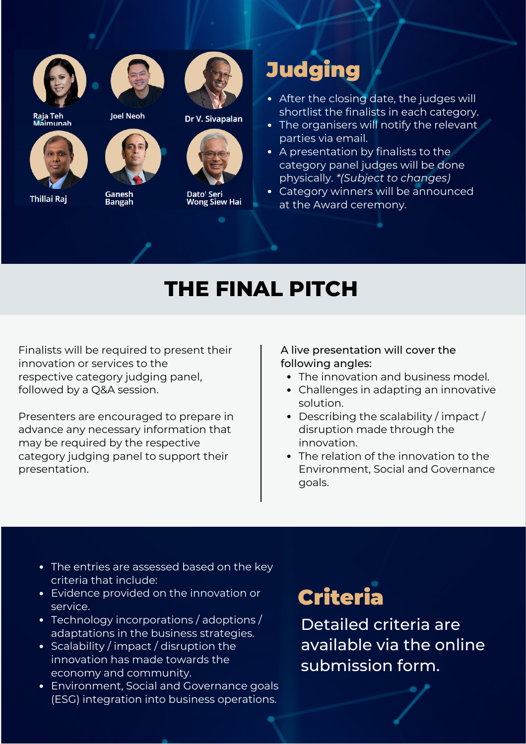Raja Teh Maimunah

Joel Neoh

Dr V. Sivapalan

Thillai Raj

Ganesh Bangah

Dato' Seri Wong Siew Hai

## Judging

- After the closing date, the judges will shortlist the finalists in each category.
- The organisers will notify the relevant parties via email.
- A presentation by finalists to the category panel judges will be done physically. *(Subject to changes)*
- Category winners will be announced at the Award ceremony.

# THE FINAL PITCH

Finalists will be required to present their innovation or services to the respective category judging panel, followed by a Q&A session.

Presenters are encouraged to prepare in advance any necessary information that may be required by the respective category judging panel to support their presentation.

A live presentation will cover the following angles:

- The innovation and business model.
- Challenges in adapting an innovative solution.
- Describing the scalability / impact / disruption made through the innovation.
- The relation of the innovation to the Environment, Social and Governance goals.

## Criteria

- The entries are assessed based on the key criteria that include:
- Evidence provided on the innovation or service.
- Technology incorporations / adoptions / adaptations in the business strategies.
- Scalability / impact / disruption the innovation has made towards the economy and community.
- Environment, Social and Governance goals (ESG) integration into business operations.

Detailed criteria are available via the online submission form.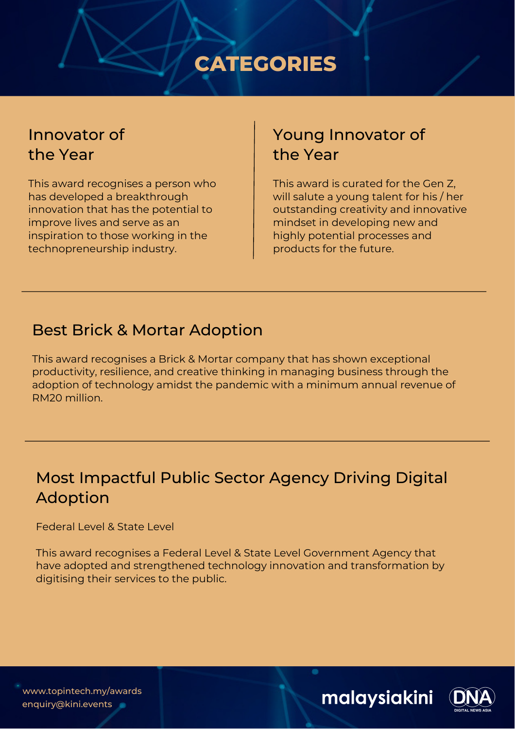# CATEGORIES

## Innovator of the Year

This award recognises a person who has developed a breakthrough innovation that has the potential to improve lives and serve as an inspiration to those working in the technopreneurship industry.

## Young Innovator of the Year

This award is curated for the Gen Z, will salute a young talent for his / her outstanding creativity and innovative mindset in developing new and highly potential processes and products for the future.

---

## Best Brick & Mortar Adoption

This award recognises a Brick & Mortar company that has shown exceptional productivity, resilience, and creative thinking in managing business through the adoption of technology amidst the pandemic with a minimum annual revenue of RM20 million.

---

## Most Impactful Public Sector Agency Driving Digital Adoption

Federal Level & State Level

This award recognises a Federal Level & State Level Government Agency that have adopted and strengthened technology innovation and transformation by digitising their services to the public.

www.topintech.my/awards
enquiry@kini.events

malaysiakini DNA DIGITAL NEWS ASIA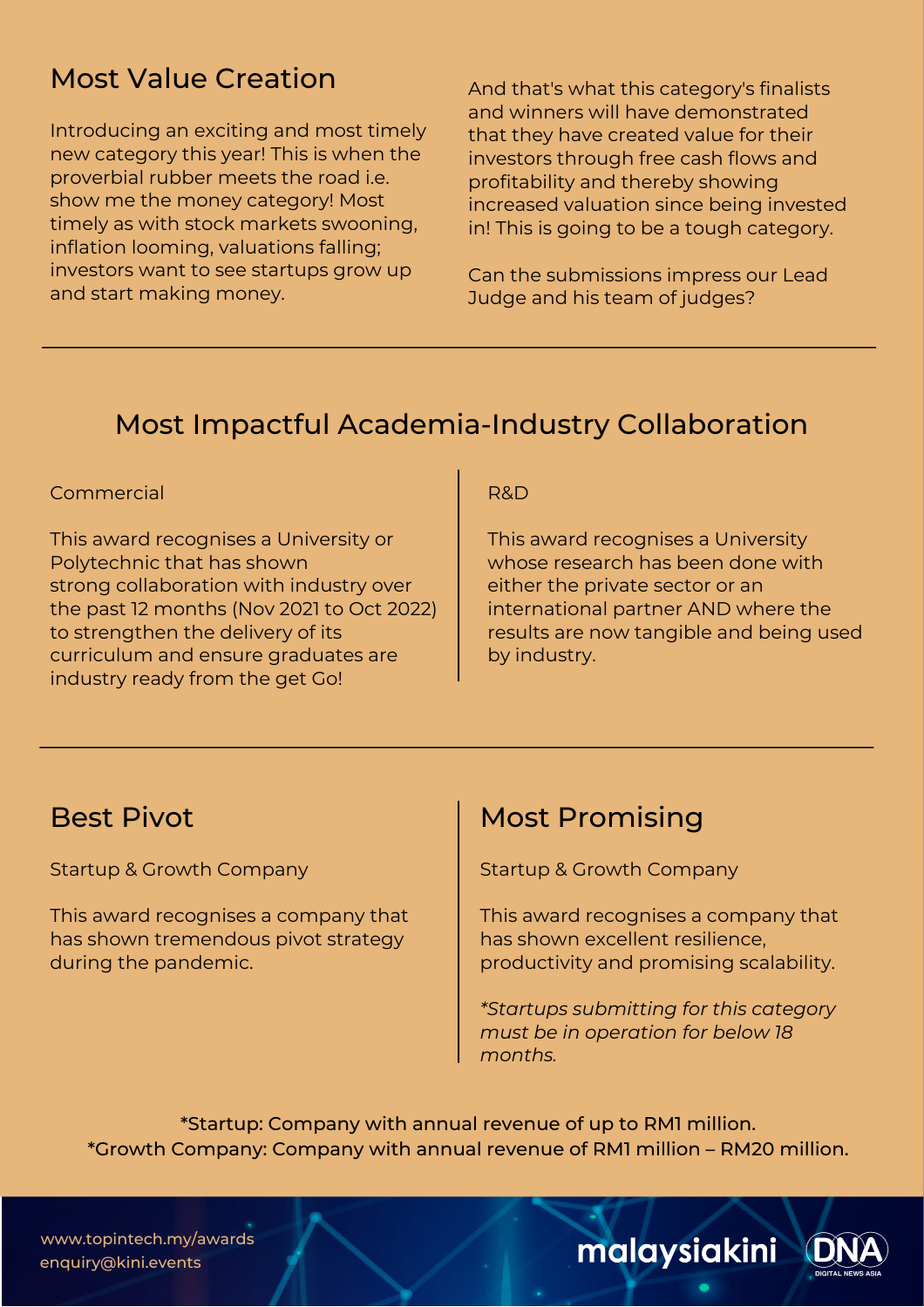## Most Value Creation

Introducing an exciting and most timely new category this year! This is when the proverbial rubber meets the road i.e. show me the money category! Most timely as with stock markets swooning, inflation looming, valuations falling; investors want to see startups grow up and start making money.

And that's what this category's finalists and winners will have demonstrated that they have created value for their investors through free cash flows and profitability and thereby showing increased valuation since being invested in! This is going to be a tough category.

Can the submissions impress our Lead Judge and his team of judges?

---

## Most Impactful Academia-Industry Collaboration

### Commercial

This award recognises a University or Polytechnic that has shown strong collaboration with industry over the past 12 months (Nov 2021 to Oct 2022) to strengthen the delivery of its curriculum and ensure graduates are industry ready from the get Go!

### R&D

This award recognises a University whose research has been done with either the private sector or an international partner AND where the results are now tangible and being used by industry.

---

## Best Pivot

Startup & Growth Company

This award recognises a company that has shown tremendous pivot strategy during the pandemic.

## Most Promising

Startup & Growth Company

This award recognises a company that has shown excellent resilience, productivity and promising scalability.

*\*Startups submitting for this category must be in operation for below 18 months.*

*Startup: Company with annual revenue of up to RM1 million.
*Growth Company: Company with annual revenue of RM1 million – RM20 million.

www.topintech.my/awards
enquiry@kini.events

malaysiakini DNA DIGITAL NEWS ASIA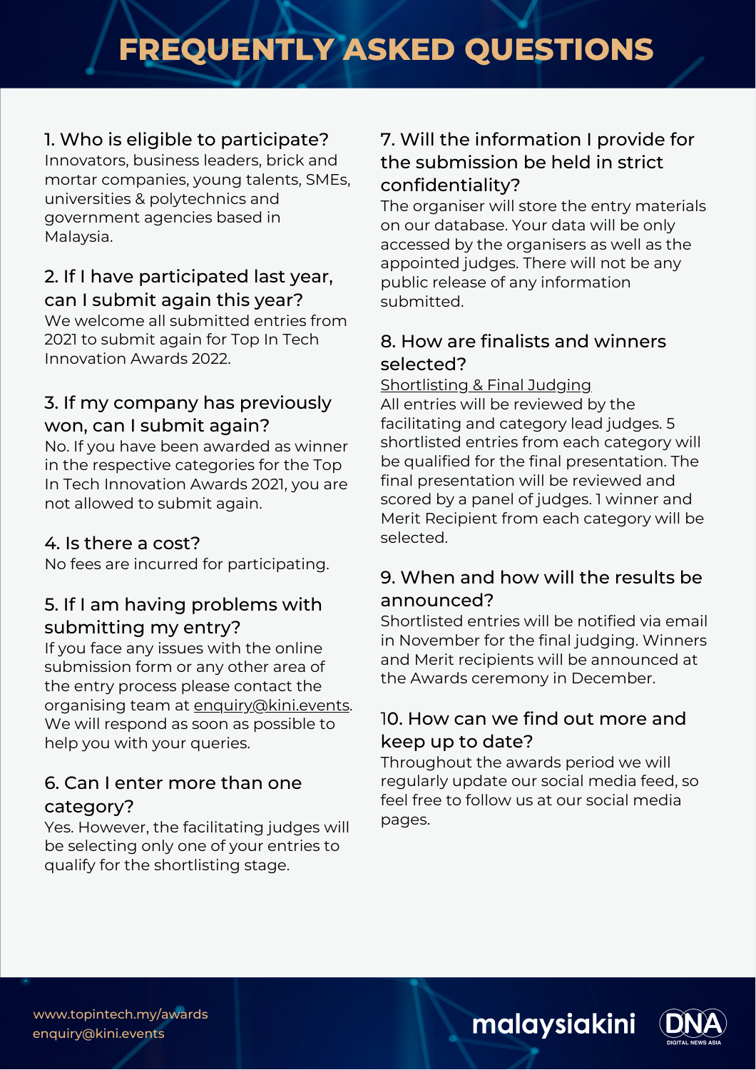# FREQUENTLY ASKED QUESTIONS

### 1. Who is eligible to participate?

Innovators, business leaders, brick and mortar companies, young talents, SMEs, universities & polytechnics and government agencies based in Malaysia.

### 2. If I have participated last year, can I submit again this year?

We welcome all submitted entries from 2021 to submit again for Top In Tech Innovation Awards 2022.

### 3. If my company has previously won, can I submit again?

No. If you have been awarded as winner in the respective categories for the Top In Tech Innovation Awards 2021, you are not allowed to submit again.

### 4. Is there a cost?

No fees are incurred for participating.

### 5. If I am having problems with submitting my entry?

If you face any issues with the online submission form or any other area of the entry process please contact the organising team at enquiry@kini.events. We will respond as soon as possible to help you with your queries.

### 6. Can I enter more than one category?

Yes. However, the facilitating judges will be selecting only one of your entries to qualify for the shortlisting stage.

### 7. Will the information I provide for the submission be held in strict confidentiality?

The organiser will store the entry materials on our database. Your data will be only accessed by the organisers as well as the appointed judges. There will not be any public release of any information submitted.

### 8. How are finalists and winners selected?

Shortlisting & Final Judging

All entries will be reviewed by the facilitating and category lead judges. 5 shortlisted entries from each category will be qualified for the final presentation. The final presentation will be reviewed and scored by a panel of judges. 1 winner and Merit Recipient from each category will be selected.

### 9. When and how will the results be announced?

Shortlisted entries will be notified via email in November for the final judging. Winners and Merit recipients will be announced at the Awards ceremony in December.

### 10. How can we find out more and keep up to date?

Throughout the awards period we will regularly update our social media feed, so feel free to follow us at our social media pages.

www.topintech.my/awards
enquiry@kini.events

malaysiakini DNA DIGITAL NEWS ASIA